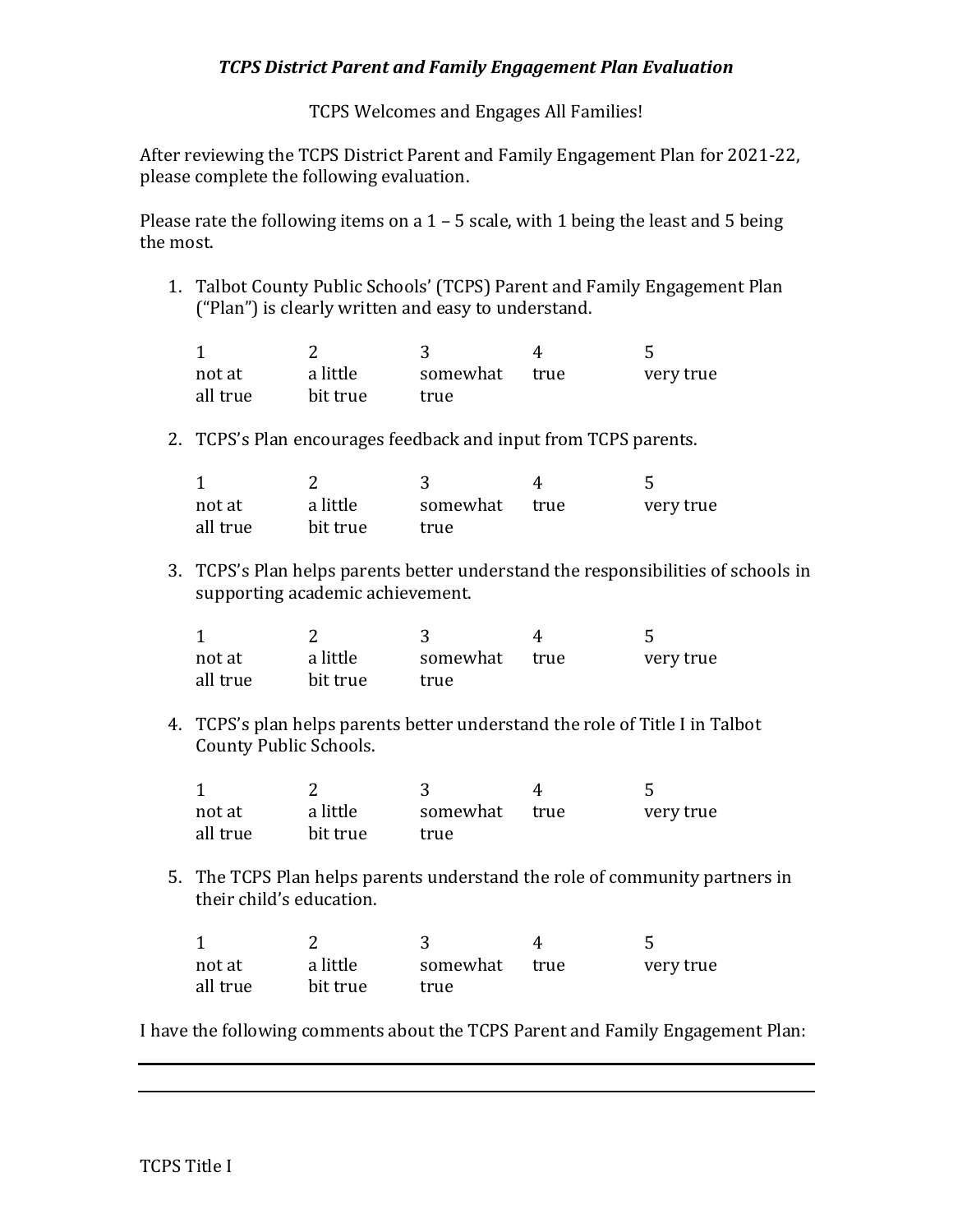### *TCPS District Parent and Family Engagement Plan Evaluation*

TCPS Welcomes and Engages All Families!

After reviewing the TCPS District Parent and Family Engagement Plan for 2021-22, please complete the following evaluation.

Please rate the following items on a 1 – 5 scale, with 1 being the least and 5 being the most.

1. Talbot County Public Schools' (TCPS) Parent and Family Engagement Plan ("Plan") is clearly written and easy to understand.

| 1 | 2 | 3 | 4 | 5 |
|---|---|---|---|---|
| not at all true | a little bit true | somewhat true | true | very true |

2. TCPS's Plan encourages feedback and input from TCPS parents.

| 1 | 2 | 3 | 4 | 5 |
|---|---|---|---|---|
| not at all true | a little bit true | somewhat true | true | very true |

3. TCPS's Plan helps parents better understand the responsibilities of schools in supporting academic achievement.

| 1 | 2 | 3 | 4 | 5 |
|---|---|---|---|---|
| not at all true | a little bit true | somewhat true | true | very true |

4. TCPS's plan helps parents better understand the role of Title I in Talbot County Public Schools.

| 1 | 2 | 3 | 4 | 5 |
|---|---|---|---|---|
| not at all true | a little bit true | somewhat true | true | very true |

5. The TCPS Plan helps parents understand the role of community partners in their child's education.

| 1 | 2 | 3 | 4 | 5 |
|---|---|---|---|---|
| not at all true | a little bit true | somewhat true | true | very true |

I have the following comments about the TCPS Parent and Family Engagement Plan:

\_\_\_\_\_\_\_\_\_\_\_\_\_\_\_\_\_\_\_\_\_\_\_\_\_\_\_\_\_\_\_\_\_\_\_\_\_\_\_\_\_\_\_\_\_\_\_\_\_\_\_\_\_\_\_\_\_\_\_\_\_\_\_\_\_\_\_\_\_\_\_\_\_\_\_\_

\_\_\_\_\_\_\_\_\_\_\_\_\_\_\_\_\_\_\_\_\_\_\_\_\_\_\_\_\_\_\_\_\_\_\_\_\_\_\_\_\_\_\_\_\_\_\_\_\_\_\_\_\_\_\_\_\_\_\_\_\_\_\_\_\_\_\_\_\_\_\_\_\_\_\_\_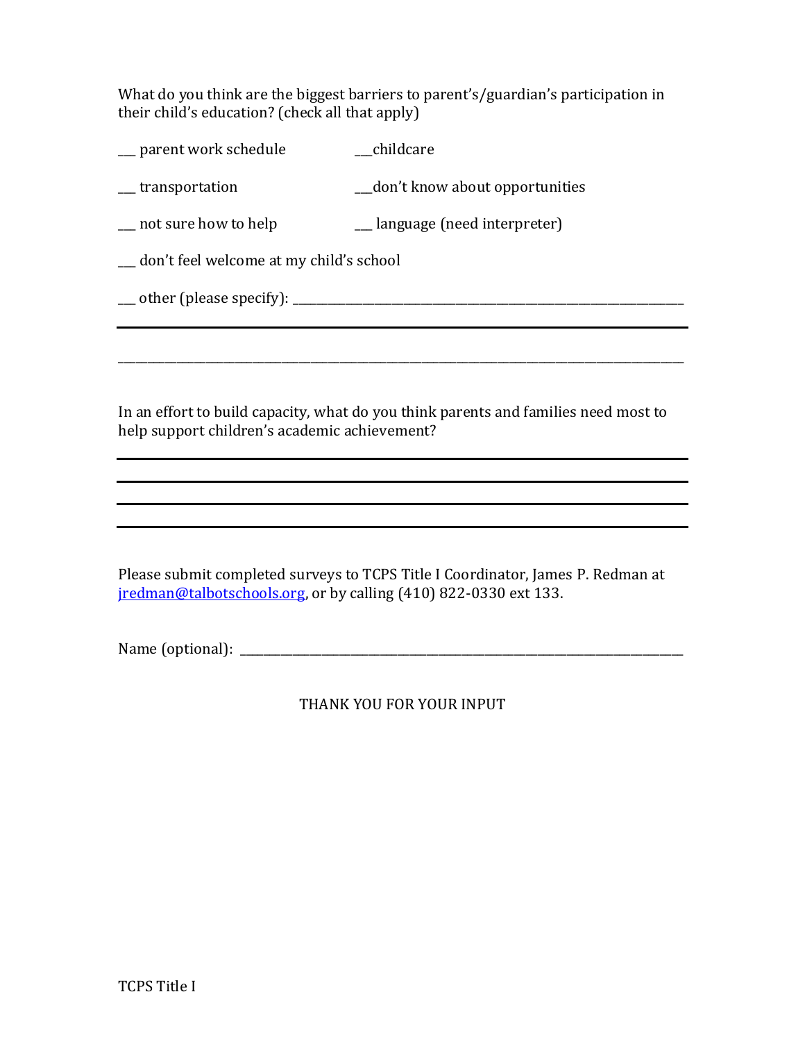What do you think are the biggest barriers to parent's/guardian's participation in their child's education? (check all that apply)

___ parent work schedule ___childcare

___ transportation ___don't know about opportunities

___ not sure how to help ___ language (need interpreter)

___ don't feel welcome at my child's school

___ other (please specify): ___________________________________________________________________

___________________________________________________________________________________________

___________________________________________________________________________________________

In an effort to build capacity, what do you think parents and families need most to help support children's academic achievement?

___________________________________________________________________________________________

___________________________________________________________________________________________

___________________________________________________________________________________________

___________________________________________________________________________________________

Please submit completed surveys to TCPS Title I Coordinator, James P. Redman at jredman@talbotschools.org, or by calling (410) 822-0330 ext 133.

Name (optional): ____________________________________________________________________________

THANK YOU FOR YOUR INPUT

TCPS Title I